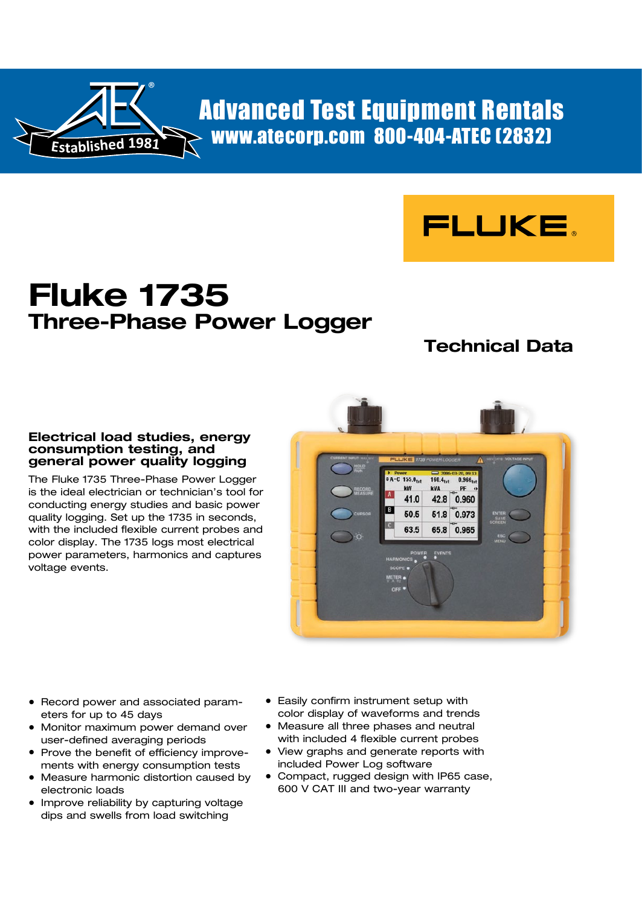Advanced Test Equipment Rentals
www.atecorp.com 800-404-ATEC (2832)

Established 1981

FLUKE

# Fluke 1735

## Three-Phase Power Logger

### Technical Data

### Electrical load studies, energy consumption testing, and general power quality logging

The Fluke 1735 Three-Phase Power Logger is the ideal electrician or technician's tool for conducting energy studies and basic power quality logging. Set up the 1735 in seconds, with the included flexible current probes and color display. The 1735 logs most electrical power parameters, harmonics and captures voltage events.

- Record power and associated parameters for up to 45 days
- Monitor maximum power demand over user-defined averaging periods
- Prove the benefit of efficiency improvements with energy consumption tests
- Measure harmonic distortion caused by electronic loads
- Improve reliability by capturing voltage dips and swells from load switching
- Easily confirm instrument setup with color display of waveforms and trends
- Measure all three phases and neutral with included 4 flexible current probes
- View graphs and generate reports with included Power Log software
- Compact, rugged design with IP65 case, 600 V CAT III and two-year warranty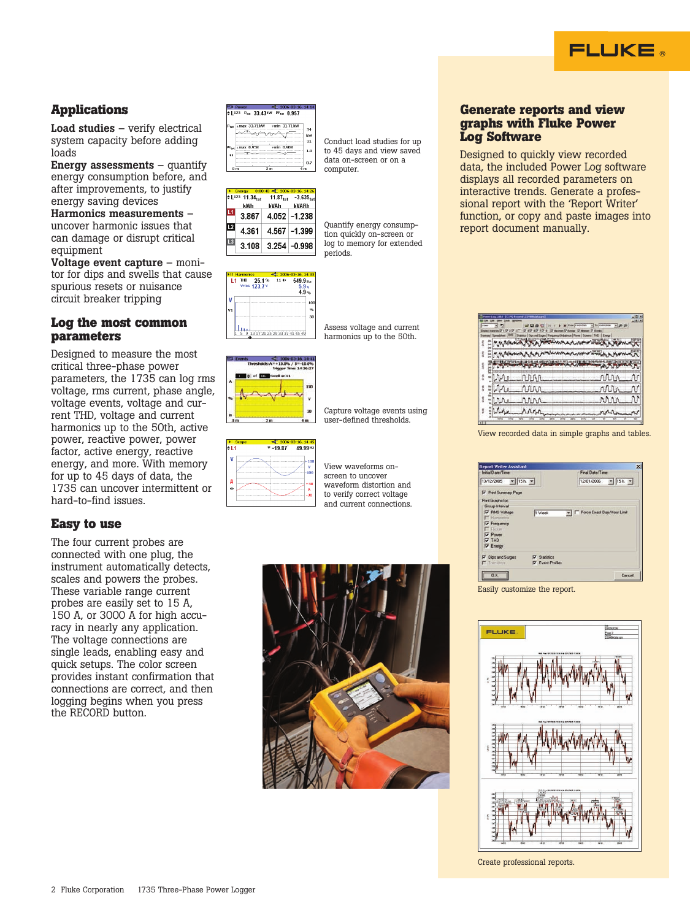## Applications

**Load studies** – verify electrical system capacity before adding loads

**Energy assessments** – quantify energy consumption before, and after improvements, to justify energy saving devices

**Harmonics measurements** – uncover harmonic issues that can damage or disrupt critical equipment

**Voltage event capture** – monitor for dips and swells that cause spurious resets or nuisance circuit breaker tripping

## Log the most common parameters

Designed to measure the most critical three-phase power parameters, the 1735 can log rms voltage, rms current, phase angle, voltage events, voltage and current THD, voltage and current harmonics up to the 50th, active power, reactive power, power factor, active energy, reactive energy, and more. With memory for up to 45 days of data, the 1735 can uncover intermittent or hard-to-find issues.

## Easy to use

The four current probes are connected with one plug, the instrument automatically detects, scales and powers the probes. These variable range current probes are easily set to 15 A, 150 A, or 3000 A for high accuracy in nearly any application. The voltage connections are single leads, enabling easy and quick setups. The color screen provides instant confirmation that connections are correct, and then logging begins when you press the RECORD button.

Conduct load studies for up to 45 days and view saved data on-screen or on a computer.

Quantify energy consumption quickly on-screen or log to memory for extended periods.

Assess voltage and current harmonics up to the 50th.

Capture voltage events using user-defined thresholds.

View waveforms on-screen to uncover waveform distortion and to verify correct voltage and current connections.

## Generate reports and view graphs with Fluke Power Log Software

Designed to quickly view recorded data, the included Power Log software displays all recorded parameters on interactive trends. Generate a professional report with the 'Report Writer' function, or copy and paste images into report document manually.

View recorded data in simple graphs and tables.

Easily customize the report.

Create professional reports.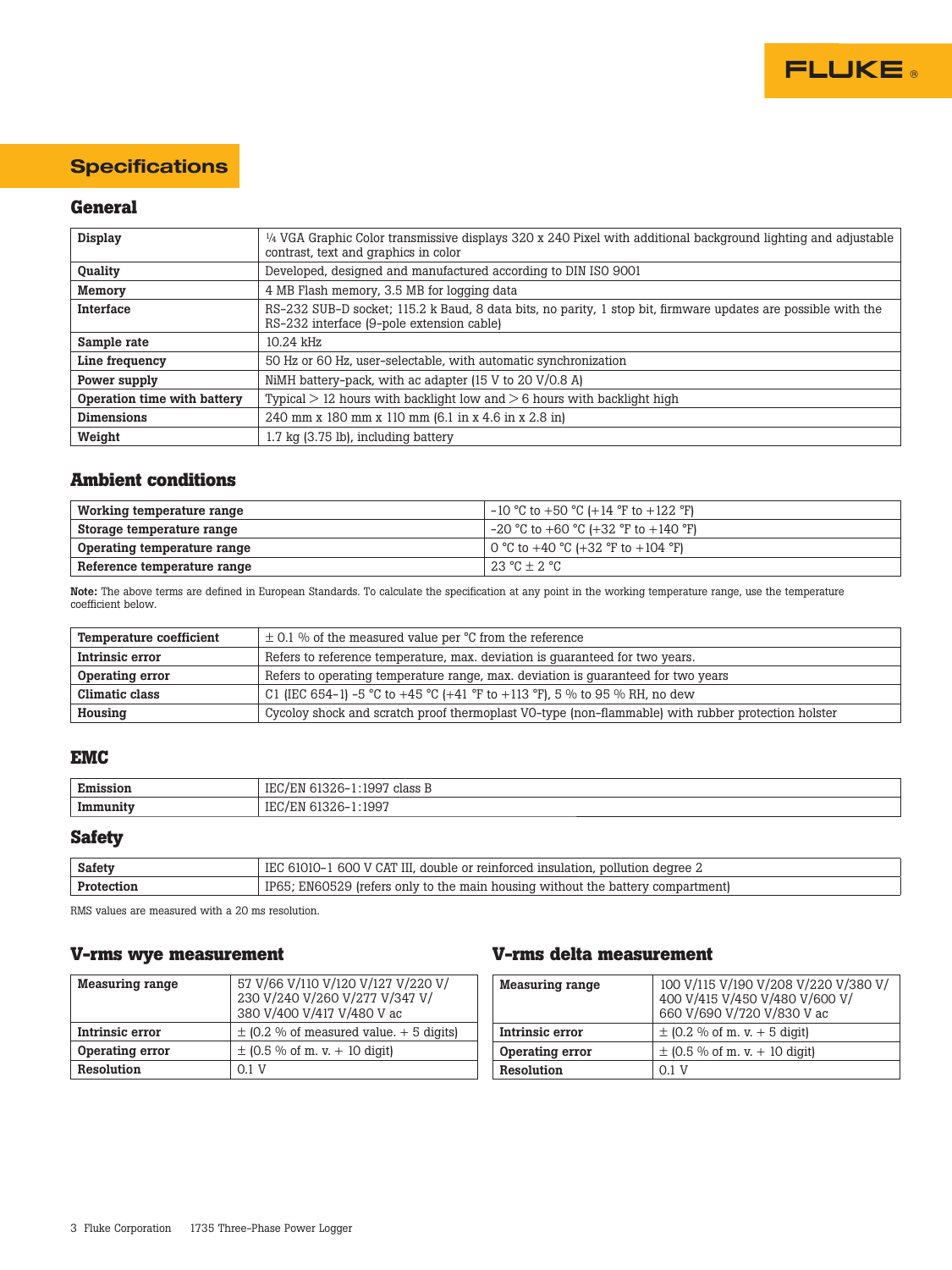## Specifications

### General

| | |
|---|---|
| **Display** | ¼ VGA Graphic Color transmissive displays 320 x 240 Pixel with additional background lighting and adjustable contrast, text and graphics in color |
| **Quality** | Developed, designed and manufactured according to DIN ISO 9001 |
| **Memory** | 4 MB Flash memory, 3.5 MB for logging data |
| **Interface** | RS-232 SUB-D socket; 115.2 k Baud, 8 data bits, no parity, 1 stop bit, firmware updates are possible with the RS-232 interface (9-pole extension cable) |
| **Sample rate** | 10.24 kHz |
| **Line frequency** | 50 Hz or 60 Hz, user-selectable, with automatic synchronization |
| **Power supply** | NiMH battery-pack, with ac adapter (15 V to 20 V/0.8 A) |
| **Operation time with battery** | Typical > 12 hours with backlight low and > 6 hours with backlight high |
| **Dimensions** | 240 mm x 180 mm x 110 mm (6.1 in x 4.6 in x 2.8 in) |
| **Weight** | 1.7 kg (3.75 lb), including battery |

### Ambient conditions

| | |
|---|---|
| **Working temperature range** | -10 °C to +50 °C (+14 °F to +122 °F) |
| **Storage temperature range** | -20 °C to +60 °C (+32 °F to +140 °F) |
| **Operating temperature range** | 0 °C to +40 °C (+32 °F to +104 °F) |
| **Reference temperature range** | 23 °C ± 2 °C |

**Note:** The above terms are defined in European Standards. To calculate the specification at any point in the working temperature range, use the temperature coefficient below.

| | |
|---|---|
| **Temperature coefficient** | ± 0.1 % of the measured value per °C from the reference |
| **Intrinsic error** | Refers to reference temperature, max. deviation is guaranteed for two years. |
| **Operating error** | Refers to operating temperature range, max. deviation is guaranteed for two years |
| **Climatic class** | C1 (IEC 654-1) -5 °C to +45 °C (+41 °F to +113 °F), 5 % to 95 % RH, no dew |
| **Housing** | Cycoloy shock and scratch proof thermoplast V0-type (non-flammable) with rubber protection holster |

### EMC

| | |
|---|---|
| **Emission** | IEC/EN 61326-1:1997 class B |
| **Immunity** | IEC/EN 61326-1:1997 |

### Safety

| | |
|---|---|
| **Safety** | IEC 61010-1 600 V CAT III, double or reinforced insulation, pollution degree 2 |
| **Protection** | IP65; EN60529 (refers only to the main housing without the battery compartment) |

RMS values are measured with a 20 ms resolution.

### V-rms wye measurement

| | |
|---|---|
| **Measuring range** | 57 V/66 V/110 V/120 V/127 V/220 V/ 230 V/240 V/260 V/277 V/347 V/ 380 V/400 V/417 V/480 V ac |
| **Intrinsic error** | ± (0.2 % of measured value. + 5 digits) |
| **Operating error** | ± (0.5 % of m. v. + 10 digit) |
| **Resolution** | 0.1 V |

### V-rms delta measurement

| | |
|---|---|
| **Measuring range** | 100 V/115 V/190 V/208 V/220 V/380 V/ 400 V/415 V/450 V/480 V/600 V/ 660 V/690 V/720 V/830 V ac |
| **Intrinsic error** | ± (0.2 % of m. v. + 5 digit) |
| **Operating error** | ± (0.5 % of m. v. + 10 digit) |
| **Resolution** | 0.1 V |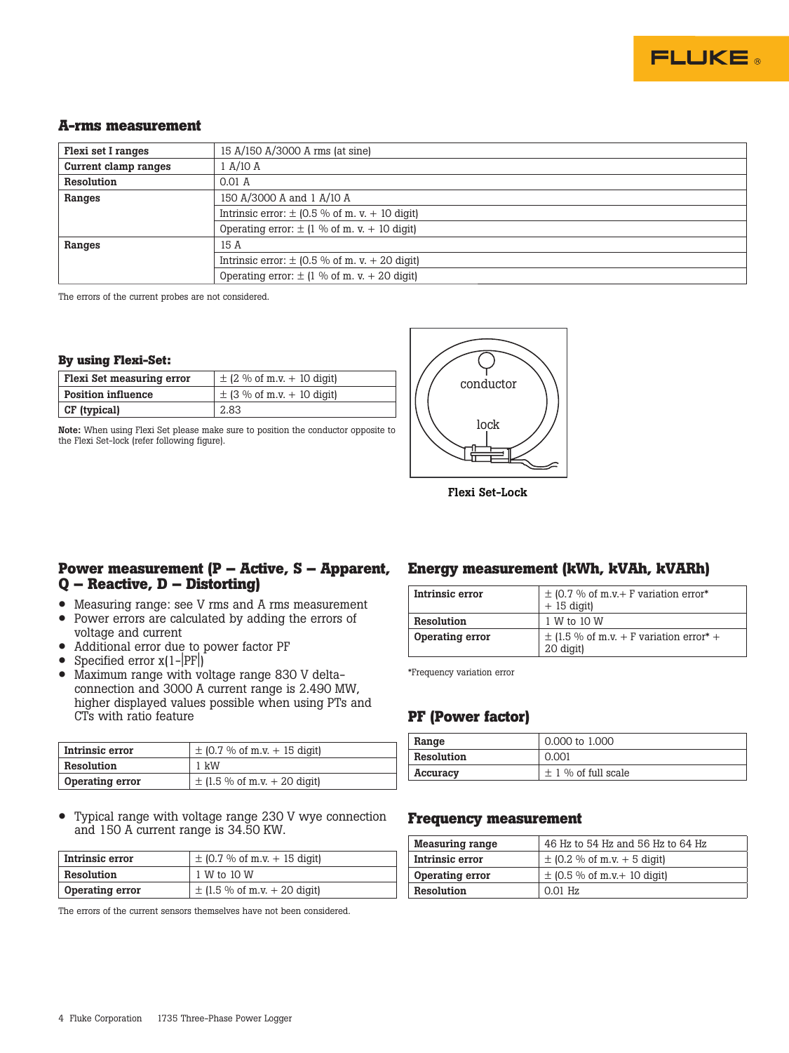## A-rms measurement

| | |
|---|---|
| **Flexi set I ranges** | 15 A/150 A/3000 A rms (at sine) |
| **Current clamp ranges** | 1 A/10 A |
| **Resolution** | 0.01 A |
| **Ranges** | 150 A/3000 A and 1 A/10 A |
| | Intrinsic error: ± (0.5 % of m. v. + 10 digit) |
| | Operating error: ± (1 % of m. v. + 10 digit) |
| **Ranges** | 15 A |
| | Intrinsic error: ± (0.5 % of m. v. + 20 digit) |
| | Operating error: ± (1 % of m. v. + 20 digit) |

The errors of the current probes are not considered.

### By using Flexi-Set:

| | |
|---|---|
| **Flexi Set measuring error** | ± (2 % of m.v. + 10 digit) |
| **Position influence** | ± (3 % of m.v. + 10 digit) |
| **CF (typical)** | 2.83 |

**Note:** When using Flexi Set please make sure to position the conductor opposite to the Flexi Set-lock (refer following figure).

conductor

lock

**Flexi Set-Lock**

## Power measurement (P – Active, S – Apparent, Q – Reactive, D – Distorting)

- Measuring range: see V rms and A rms measurement
- Power errors are calculated by adding the errors of voltage and current
- Additional error due to power factor PF
- Specified error x(1-|PF|)
- Maximum range with voltage range 830 V delta-connection and 3000 A current range is 2.490 MW, higher displayed values possible when using PTs and CTs with ratio feature

| | |
|---|---|
| **Intrinsic error** | ± (0.7 % of m.v. + 15 digit) |
| **Resolution** | 1 kW |
| **Operating error** | ± (1.5 % of m.v. + 20 digit) |

- Typical range with voltage range 230 V wye connection and 150 A current range is 34.50 KW.

| | |
|---|---|
| **Intrinsic error** | ± (0.7 % of m.v. + 15 digit) |
| **Resolution** | 1 W to 10 W |
| **Operating error** | ± (1.5 % of m.v. + 20 digit) |

The errors of the current sensors themselves have not been considered.

## Energy measurement (kWh, kVAh, kVARh)

| | |
|---|---|
| **Intrinsic error** | ± (0.7 % of m.v.+ F variation error* + 15 digit) |
| **Resolution** | 1 W to 10 W |
| **Operating error** | ± (1.5 % of m.v. + F variation error* + 20 digit) |

*Frequency variation error

## PF (Power factor)

| | |
|---|---|
| **Range** | 0.000 to 1.000 |
| **Resolution** | 0.001 |
| **Accuracy** | ± 1 % of full scale |

## Frequency measurement

| | |
|---|---|
| **Measuring range** | 46 Hz to 54 Hz and 56 Hz to 64 Hz |
| **Intrinsic error** | ± (0.2 % of m.v. + 5 digit) |
| **Operating error** | ± (0.5 % of m.v.+ 10 digit) |
| **Resolution** | 0.01 Hz |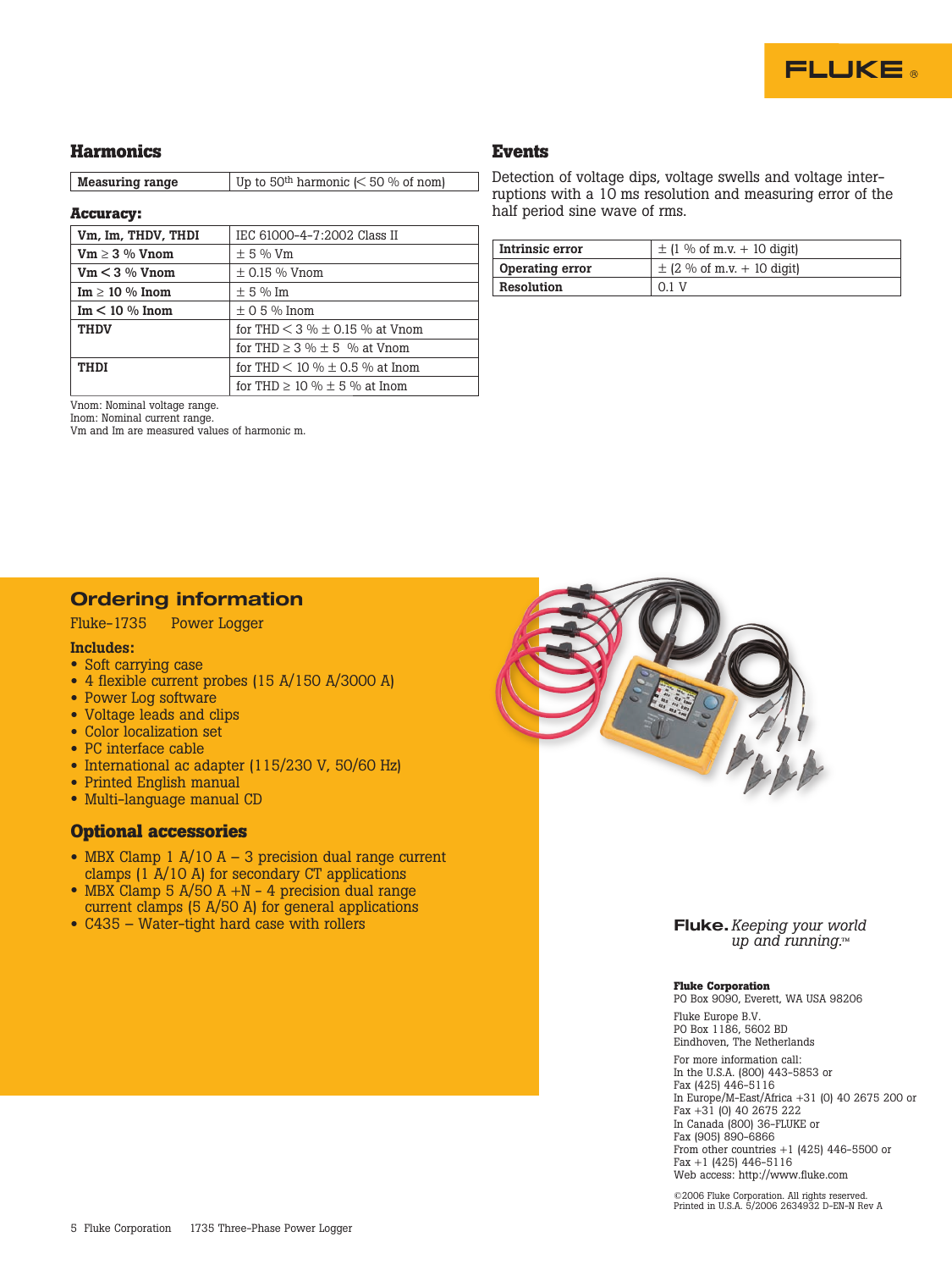## Harmonics

| | |
|---|---|
| **Measuring range** | Up to 50$^{th}$ harmonic (< 50 % of nom) |

### Accuracy:

| | |
|---|---|
| **Vm, Im, THDV, THDI** | IEC 61000-4-7:2002 Class II |
| **Vm ≥ 3 % Vnom** | ± 5 % Vm |
| **Vm < 3 % Vnom** | ± 0.15 % Vnom |
| **Im ≥ 10 % Inom** | ± 5 % Im |
| **Im < 10 % Inom** | ± 0 5 % Inom |
| **THDV** | for THD < 3 % ± 0.15 % at Vnom |
| | for THD ≥ 3 % ± 5 % at Vnom |
| **THDI** | for THD < 10 % ± 0.5 % at Inom |
| | for THD ≥ 10 % ± 5 % at Inom |

Vnom: Nominal voltage range.
Inom: Nominal current range.
Vm and Im are measured values of harmonic m.

## Events

Detection of voltage dips, voltage swells and voltage interruptions with a 10 ms resolution and measuring error of the half period sine wave of rms.

| | |
|---|---|
| **Intrinsic error** | ± (1 % of m.v. + 10 digit) |
| **Operating error** | ± (2 % of m.v. + 10 digit) |
| **Resolution** | 0.1 V |

## Ordering information

Fluke-1735 Power Logger

**Includes:**

- Soft carrying case
- 4 flexible current probes (15 A/150 A/3000 A)
- Power Log software
- Voltage leads and clips
- Color localization set
- PC interface cable
- International ac adapter (115/230 V, 50/60 Hz)
- Printed English manual
- Multi-language manual CD

### Optional accessories

- MBX Clamp 1 A/10 A – 3 precision dual range current clamps (1 A/10 A) for secondary CT applications
- MBX Clamp 5 A/50 A +N - 4 precision dual range current clamps (5 A/50 A) for general applications
- C435 – Water-tight hard case with rollers

**Fluke.** *Keeping your world up and running.*™

**Fluke Corporation**
PO Box 9090, Everett, WA USA 98206

Fluke Europe B.V.
PO Box 1186, 5602 BD
Eindhoven, The Netherlands

For more information call:
In the U.S.A. (800) 443-5853 or
Fax (425) 446-5116
In Europe/M-East/Africa +31 (0) 40 2675 200 or
Fax +31 (0) 40 2675 222
In Canada (800) 36-FLUKE or
Fax (905) 890-6866
From other countries +1 (425) 446-5500 or
Fax +1 (425) 446-5116
Web access: http://www.fluke.com

©2006 Fluke Corporation. All rights reserved.
Printed in U.S.A. 5/2006 2634932 D-EN-N Rev A